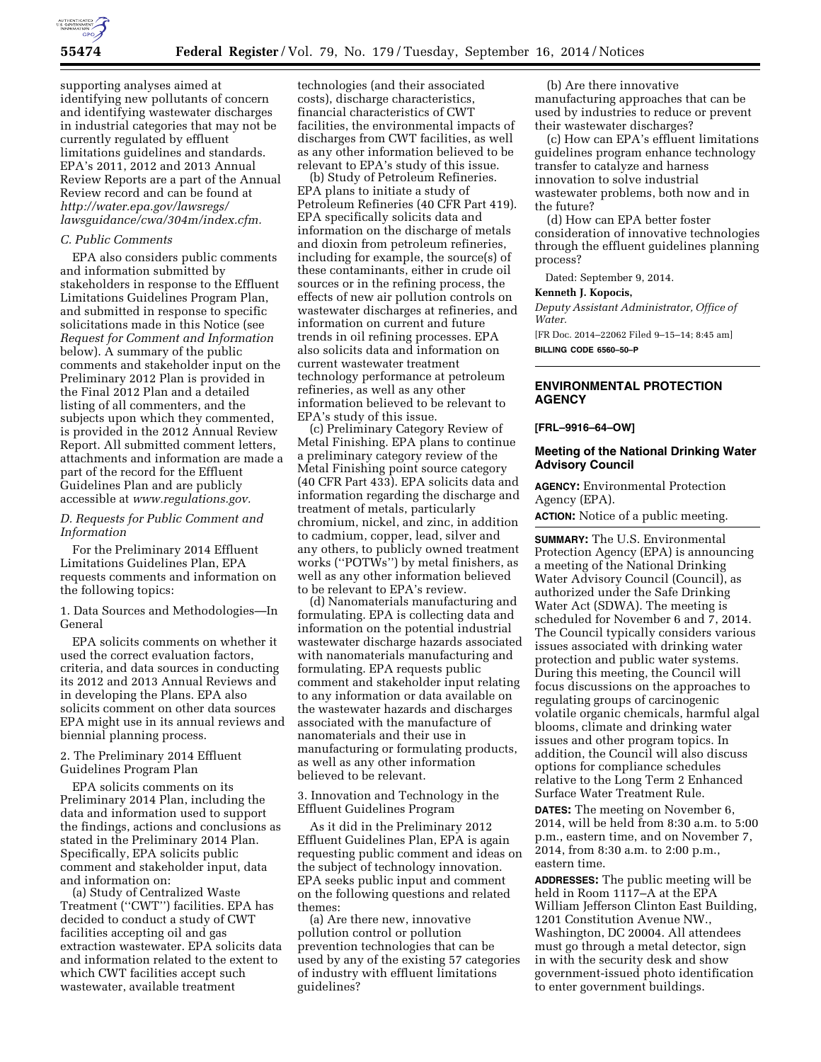supporting analyses aimed at identifying new pollutants of concern and identifying wastewater discharges in industrial categories that may not be currently regulated by effluent limitations guidelines and standards. EPA's 2011, 2012 and 2013 Annual Review Reports are a part of the Annual Review record and can be found at *http://water.epa.gov/lawsregs/lawsguidance/cwa/304m/index.cfm.*

*C. Public Comments*

EPA also considers public comments and information submitted by stakeholders in response to the Effluent Limitations Guidelines Program Plan, and submitted in response to specific solicitations made in this Notice (see *Request for Comment and Information* below). A summary of the public comments and stakeholder input on the Preliminary 2012 Plan is provided in the Final 2012 Plan and a detailed listing of all commenters, and the subjects upon which they commented, is provided in the 2012 Annual Review Report. All submitted comment letters, attachments and information are made a part of the record for the Effluent Guidelines Plan and are publicly accessible at *www.regulations.gov.*

*D. Requests for Public Comment and Information*

For the Preliminary 2014 Effluent Limitations Guidelines Plan, EPA requests comments and information on the following topics:

1. Data Sources and Methodologies—In General

EPA solicits comments on whether it used the correct evaluation factors, criteria, and data sources in conducting its 2012 and 2013 Annual Reviews and in developing the Plans. EPA also solicits comment on other data sources EPA might use in its annual reviews and biennial planning process.

2. The Preliminary 2014 Effluent Guidelines Program Plan

EPA solicits comments on its Preliminary 2014 Plan, including the data and information used to support the findings, actions and conclusions as stated in the Preliminary 2014 Plan. Specifically, EPA solicits public comment and stakeholder input, data and information on:

(a) Study of Centralized Waste Treatment (''CWT'') facilities. EPA has decided to conduct a study of CWT facilities accepting oil and gas extraction wastewater. EPA solicits data and information related to the extent to which CWT facilities accept such wastewater, available treatment technologies (and their associated costs), discharge characteristics, financial characteristics of CWT facilities, the environmental impacts of discharges from CWT facilities, as well as any other information believed to be relevant to EPA's study of this issue.

(b) Study of Petroleum Refineries. EPA plans to initiate a study of Petroleum Refineries (40 CFR Part 419). EPA specifically solicits data and information on the discharge of metals and dioxin from petroleum refineries, including for example, the source(s) of these contaminants, either in crude oil sources or in the refining process, the effects of new air pollution controls on wastewater discharges at refineries, and information on current and future trends in oil refining processes. EPA also solicits data and information on current wastewater treatment technology performance at petroleum refineries, as well as any other information believed to be relevant to EPA's study of this issue.

(c) Preliminary Category Review of Metal Finishing. EPA plans to continue a preliminary category review of the Metal Finishing point source category (40 CFR Part 433). EPA solicits data and information regarding the discharge and treatment of metals, particularly chromium, nickel, and zinc, in addition to cadmium, copper, lead, silver and any others, to publicly owned treatment works (''POTWs'') by metal finishers, as well as any other information believed to be relevant to EPA's review.

(d) Nanomaterials manufacturing and formulating. EPA is collecting data and information on the potential industrial wastewater discharge hazards associated with nanomaterials manufacturing and formulating. EPA requests public comment and stakeholder input relating to any information or data available on the wastewater hazards and discharges associated with the manufacture of nanomaterials and their use in manufacturing or formulating products, as well as any other information believed to be relevant.

3. Innovation and Technology in the Effluent Guidelines Program

As it did in the Preliminary 2012 Effluent Guidelines Plan, EPA is again requesting public comment and ideas on the subject of technology innovation. EPA seeks public input and comment on the following questions and related themes:

(a) Are there new, innovative pollution control or pollution prevention technologies that can be used by any of the existing 57 categories of industry with effluent limitations guidelines?

(b) Are there innovative manufacturing approaches that can be used by industries to reduce or prevent their wastewater discharges?

(c) How can EPA's effluent limitations guidelines program enhance technology transfer to catalyze and harness innovation to solve industrial wastewater problems, both now and in the future?

(d) How can EPA better foster consideration of innovative technologies through the effluent guidelines planning process?

Dated: September 9, 2014.

**Kenneth J. Kopocis,**

*Deputy Assistant Administrator, Office of Water.*

[FR Doc. 2014–22062 Filed 9–15–14; 8:45 am]

**BILLING CODE 6560–50–P**

---

## ENVIRONMENTAL PROTECTION AGENCY

**[FRL–9916–64–OW]**

### Meeting of the National Drinking Water Advisory Council

**AGENCY:** Environmental Protection Agency (EPA).

**ACTION:** Notice of a public meeting.

**SUMMARY:** The U.S. Environmental Protection Agency (EPA) is announcing a meeting of the National Drinking Water Advisory Council (Council), as authorized under the Safe Drinking Water Act (SDWA). The meeting is scheduled for November 6 and 7, 2014. The Council typically considers various issues associated with drinking water protection and public water systems. During this meeting, the Council will focus discussions on the approaches to regulating groups of carcinogenic volatile organic chemicals, harmful algal blooms, climate and drinking water issues and other program topics. In addition, the Council will also discuss options for compliance schedules relative to the Long Term 2 Enhanced Surface Water Treatment Rule.

**DATES:** The meeting on November 6, 2014, will be held from 8:30 a.m. to 5:00 p.m., eastern time, and on November 7, 2014, from 8:30 a.m. to 2:00 p.m., eastern time.

**ADDRESSES:** The public meeting will be held in Room 1117–A at the EPA William Jefferson Clinton East Building, 1201 Constitution Avenue NW., Washington, DC 20004. All attendees must go through a metal detector, sign in with the security desk and show government-issued photo identification to enter government buildings.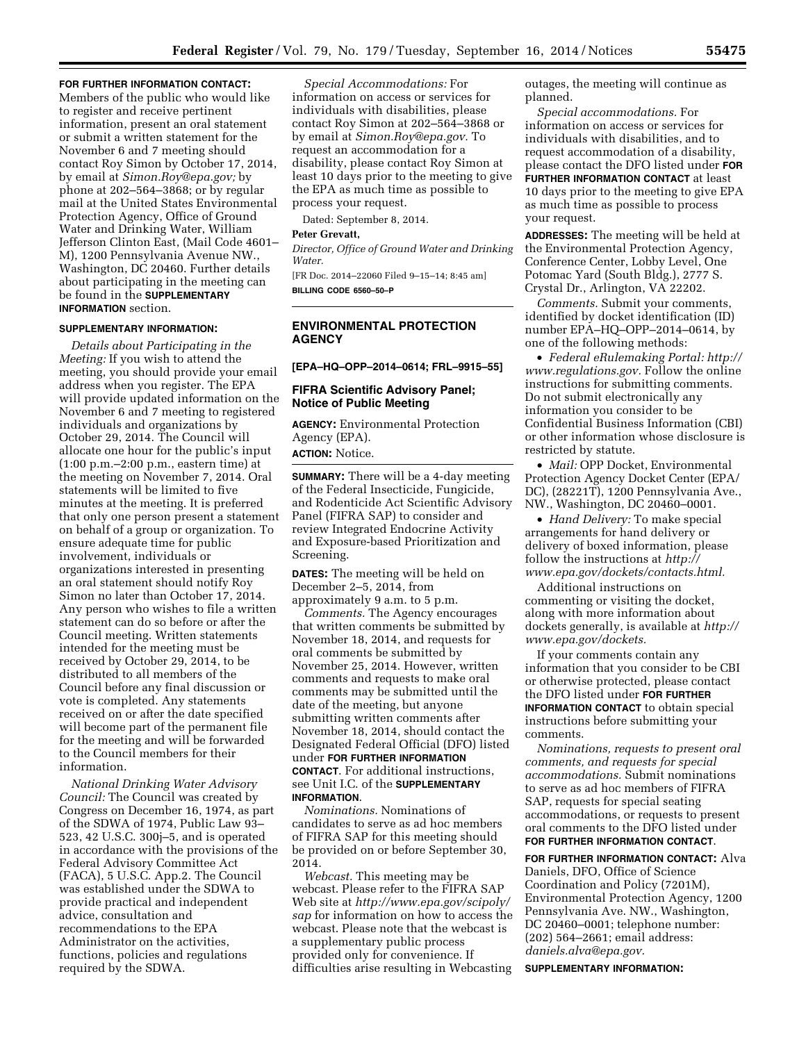**FOR FURTHER INFORMATION CONTACT:** Members of the public who would like to register and receive pertinent information, present an oral statement or submit a written statement for the November 6 and 7 meeting should contact Roy Simon by October 17, 2014, by email at *Simon.Roy@epa.gov;* by phone at 202–564–3868; or by regular mail at the United States Environmental Protection Agency, Office of Ground Water and Drinking Water, William Jefferson Clinton East, (Mail Code 4601–M), 1200 Pennsylvania Avenue NW., Washington, DC 20460. Further details about participating in the meeting can be found in the **SUPPLEMENTARY INFORMATION** section.

**SUPPLEMENTARY INFORMATION:**

*Details about Participating in the Meeting:* If you wish to attend the meeting, you should provide your email address when you register. The EPA will provide updated information on the November 6 and 7 meeting to registered individuals and organizations by October 29, 2014. The Council will allocate one hour for the public's input (1:00 p.m.–2:00 p.m., eastern time) at the meeting on November 7, 2014. Oral statements will be limited to five minutes at the meeting. It is preferred that only one person present a statement on behalf of a group or organization. To ensure adequate time for public involvement, individuals or organizations interested in presenting an oral statement should notify Roy Simon no later than October 17, 2014. Any person who wishes to file a written statement can do so before or after the Council meeting. Written statements intended for the meeting must be received by October 29, 2014, to be distributed to all members of the Council before any final discussion or vote is completed. Any statements received on or after the date specified will become part of the permanent file for the meeting and will be forwarded to the Council members for their information.

*National Drinking Water Advisory Council:* The Council was created by Congress on December 16, 1974, as part of the SDWA of 1974, Public Law 93–523, 42 U.S.C. 300j–5, and is operated in accordance with the provisions of the Federal Advisory Committee Act (FACA), 5 U.S.C. App.2. The Council was established under the SDWA to provide practical and independent advice, consultation and recommendations to the EPA Administrator on the activities, functions, policies and regulations required by the SDWA.

*Special Accommodations:* For information on access or services for individuals with disabilities, please contact Roy Simon at 202–564–3868 or by email at *Simon.Roy@epa.gov.* To request an accommodation for a disability, please contact Roy Simon at least 10 days prior to the meeting to give the EPA as much time as possible to process your request.

Dated: September 8, 2014.

**Peter Grevatt,**

*Director, Office of Ground Water and Drinking Water.*

[FR Doc. 2014–22060 Filed 9–15–14; 8:45 am]

**BILLING CODE 6560–50–P**

## ENVIRONMENTAL PROTECTION AGENCY

**[EPA–HQ–OPP–2014–0614; FRL–9915–55]**

### FIFRA Scientific Advisory Panel; Notice of Public Meeting

**AGENCY:** Environmental Protection Agency (EPA).

**ACTION:** Notice.

**SUMMARY:** There will be a 4-day meeting of the Federal Insecticide, Fungicide, and Rodenticide Act Scientific Advisory Panel (FIFRA SAP) to consider and review Integrated Endocrine Activity and Exposure-based Prioritization and Screening.

**DATES:** The meeting will be held on December 2–5, 2014, from approximately 9 a.m. to 5 p.m.

*Comments.* The Agency encourages that written comments be submitted by November 18, 2014, and requests for oral comments be submitted by November 25, 2014. However, written comments and requests to make oral comments may be submitted until the date of the meeting, but anyone submitting written comments after November 18, 2014, should contact the Designated Federal Official (DFO) listed under **FOR FURTHER INFORMATION CONTACT**. For additional instructions, see Unit I.C. of the **SUPPLEMENTARY INFORMATION**.

*Nominations.* Nominations of candidates to serve as ad hoc members of FIFRA SAP for this meeting should be provided on or before September 30, 2014.

*Webcast.* This meeting may be webcast. Please refer to the FIFRA SAP Web site at *http://www.epa.gov/scipoly/sap* for information on how to access the webcast. Please note that the webcast is a supplementary public process provided only for convenience. If difficulties arise resulting in Webcasting outages, the meeting will continue as planned.

*Special accommodations.* For information on access or services for individuals with disabilities, and to request accommodation of a disability, please contact the DFO listed under **FOR FURTHER INFORMATION CONTACT** at least 10 days prior to the meeting to give EPA as much time as possible to process your request.

**ADDRESSES:** The meeting will be held at the Environmental Protection Agency, Conference Center, Lobby Level, One Potomac Yard (South Bldg.), 2777 S. Crystal Dr., Arlington, VA 22202.

*Comments.* Submit your comments, identified by docket identification (ID) number EPA–HQ–OPP–2014–0614, by one of the following methods:

- *Federal eRulemaking Portal: http://www.regulations.gov.* Follow the online instructions for submitting comments. Do not submit electronically any information you consider to be Confidential Business Information (CBI) or other information whose disclosure is restricted by statute.
- *Mail:* OPP Docket, Environmental Protection Agency Docket Center (EPA/DC), (28221T), 1200 Pennsylvania Ave., NW., Washington, DC 20460–0001.
- *Hand Delivery:* To make special arrangements for hand delivery or delivery of boxed information, please follow the instructions at *http://www.epa.gov/dockets/contacts.html.*

Additional instructions on commenting or visiting the docket, along with more information about dockets generally, is available at *http://www.epa.gov/dockets.*

If your comments contain any information that you consider to be CBI or otherwise protected, please contact the DFO listed under **FOR FURTHER INFORMATION CONTACT** to obtain special instructions before submitting your comments.

*Nominations, requests to present oral comments, and requests for special accommodations.* Submit nominations to serve as ad hoc members of FIFRA SAP, requests for special seating accommodations, or requests to present oral comments to the DFO listed under **FOR FURTHER INFORMATION CONTACT**.

**FOR FURTHER INFORMATION CONTACT:** Alva Daniels, DFO, Office of Science Coordination and Policy (7201M), Environmental Protection Agency, 1200 Pennsylvania Ave. NW., Washington, DC 20460–0001; telephone number: (202) 564–2661; email address: *daniels.alva@epa.gov.*

**SUPPLEMENTARY INFORMATION:**